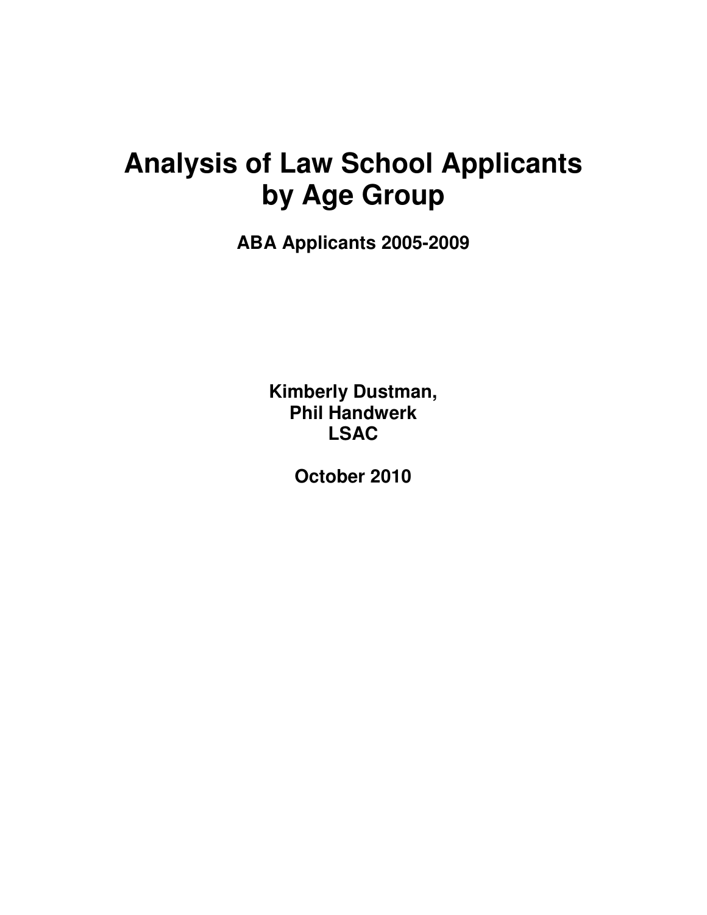# Analysis of Law School Applicants by Age Group

**ABA Applicants 2005-2009**

**Kimberly Dustman,**
**Phil Handwerk**
**LSAC**

**October 2010**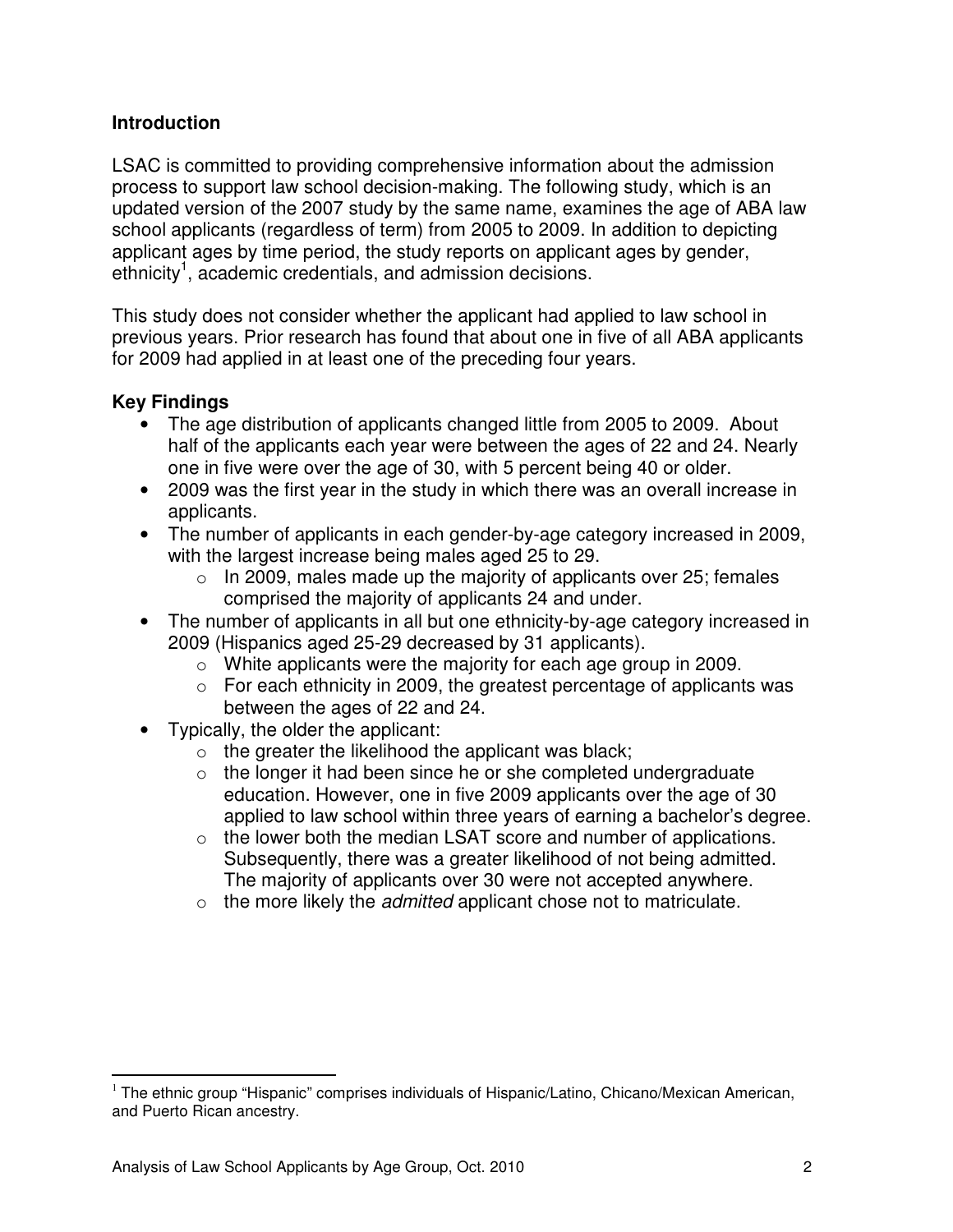## Introduction

LSAC is committed to providing comprehensive information about the admission process to support law school decision-making. The following study, which is an updated version of the 2007 study by the same name, examines the age of ABA law school applicants (regardless of term) from 2005 to 2009. In addition to depicting applicant ages by time period, the study reports on applicant ages by gender, ethnicity[1], academic credentials, and admission decisions.

This study does not consider whether the applicant had applied to law school in previous years. Prior research has found that about one in five of all ABA applicants for 2009 had applied in at least one of the preceding four years.

## Key Findings

- The age distribution of applicants changed little from 2005 to 2009. About half of the applicants each year were between the ages of 22 and 24. Nearly one in five were over the age of 30, with 5 percent being 40 or older.
- 2009 was the first year in the study in which there was an overall increase in applicants.
- The number of applicants in each gender-by-age category increased in 2009, with the largest increase being males aged 25 to 29.
  - In 2009, males made up the majority of applicants over 25; females comprised the majority of applicants 24 and under.
- The number of applicants in all but one ethnicity-by-age category increased in 2009 (Hispanics aged 25-29 decreased by 31 applicants).
  - White applicants were the majority for each age group in 2009.
  - For each ethnicity in 2009, the greatest percentage of applicants was between the ages of 22 and 24.
- Typically, the older the applicant:
  - the greater the likelihood the applicant was black;
  - the longer it had been since he or she completed undergraduate education. However, one in five 2009 applicants over the age of 30 applied to law school within three years of earning a bachelor's degree.
  - the lower both the median LSAT score and number of applications. Subsequently, there was a greater likelihood of not being admitted. The majority of applicants over 30 were not accepted anywhere.
  - the more likely the *admitted* applicant chose not to matriculate.

[1] The ethnic group "Hispanic" comprises individuals of Hispanic/Latino, Chicano/Mexican American, and Puerto Rican ancestry.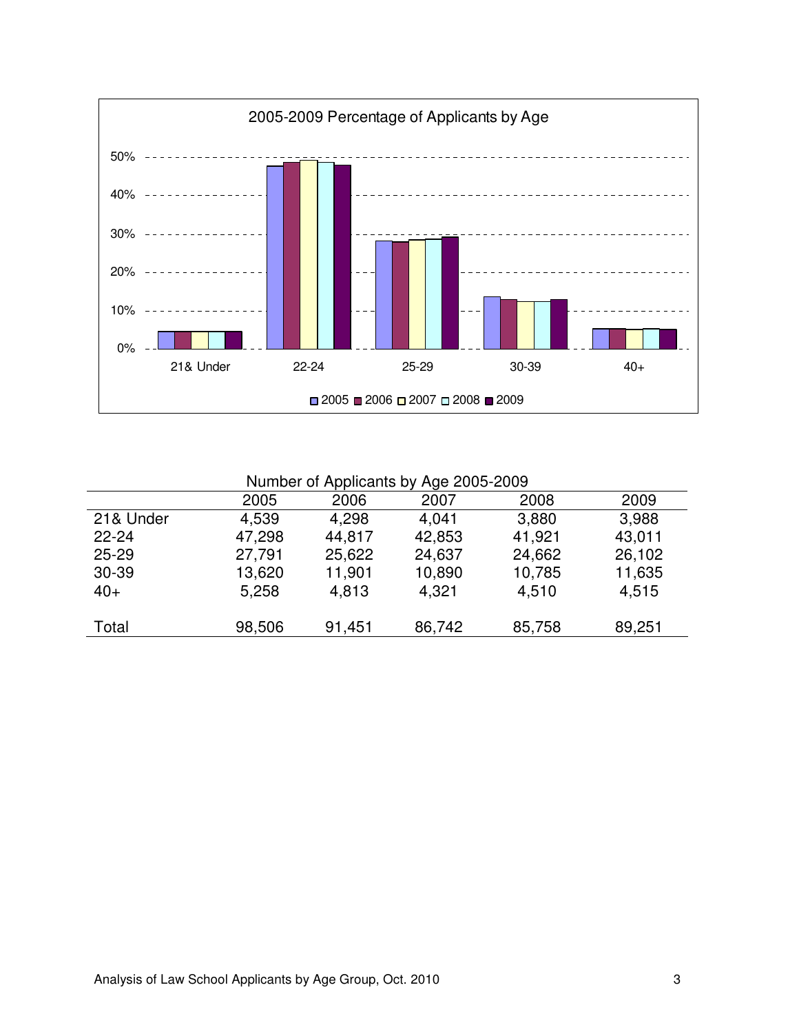2005-2009 Percentage of Applicants by Age

Number of Applicants by Age 2005-2009

| | 2005 | 2006 | 2007 | 2008 | 2009 |
|---|---|---|---|---|---|
| 21& Under | 4,539 | 4,298 | 4,041 | 3,880 | 3,988 |
| 22-24 | 47,298 | 44,817 | 42,853 | 41,921 | 43,011 |
| 25-29 | 27,791 | 25,622 | 24,637 | 24,662 | 26,102 |
| 30-39 | 13,620 | 11,901 | 10,890 | 10,785 | 11,635 |
| 40+ | 5,258 | 4,813 | 4,321 | 4,510 | 4,515 |
| Total | 98,506 | 91,451 | 86,742 | 85,758 | 89,251 |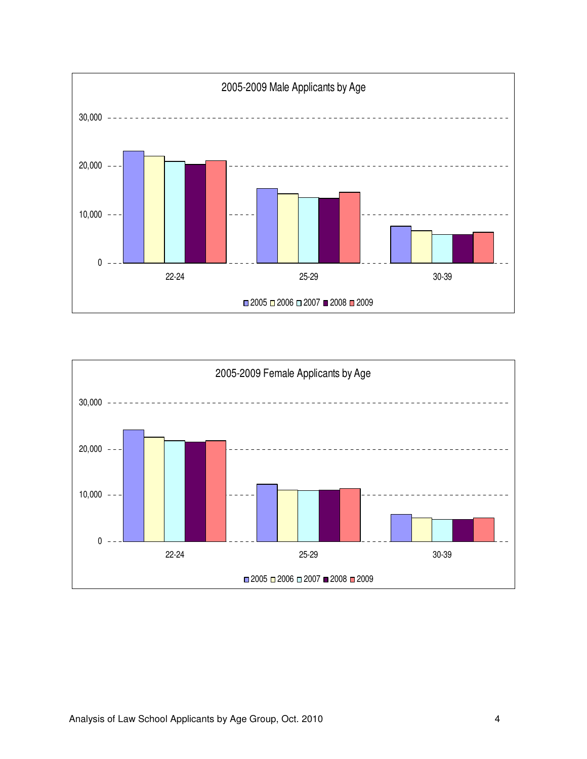2005-2009 Male Applicants by Age

30,000

20,000

10,000

0

22-24 25-29 30-39

2005 2006 2007 2008 2009

2005-2009 Female Applicants by Age

30,000

20,000

10,000

0

22-24 25-29 30-39

2005 2006 2007 2008 2009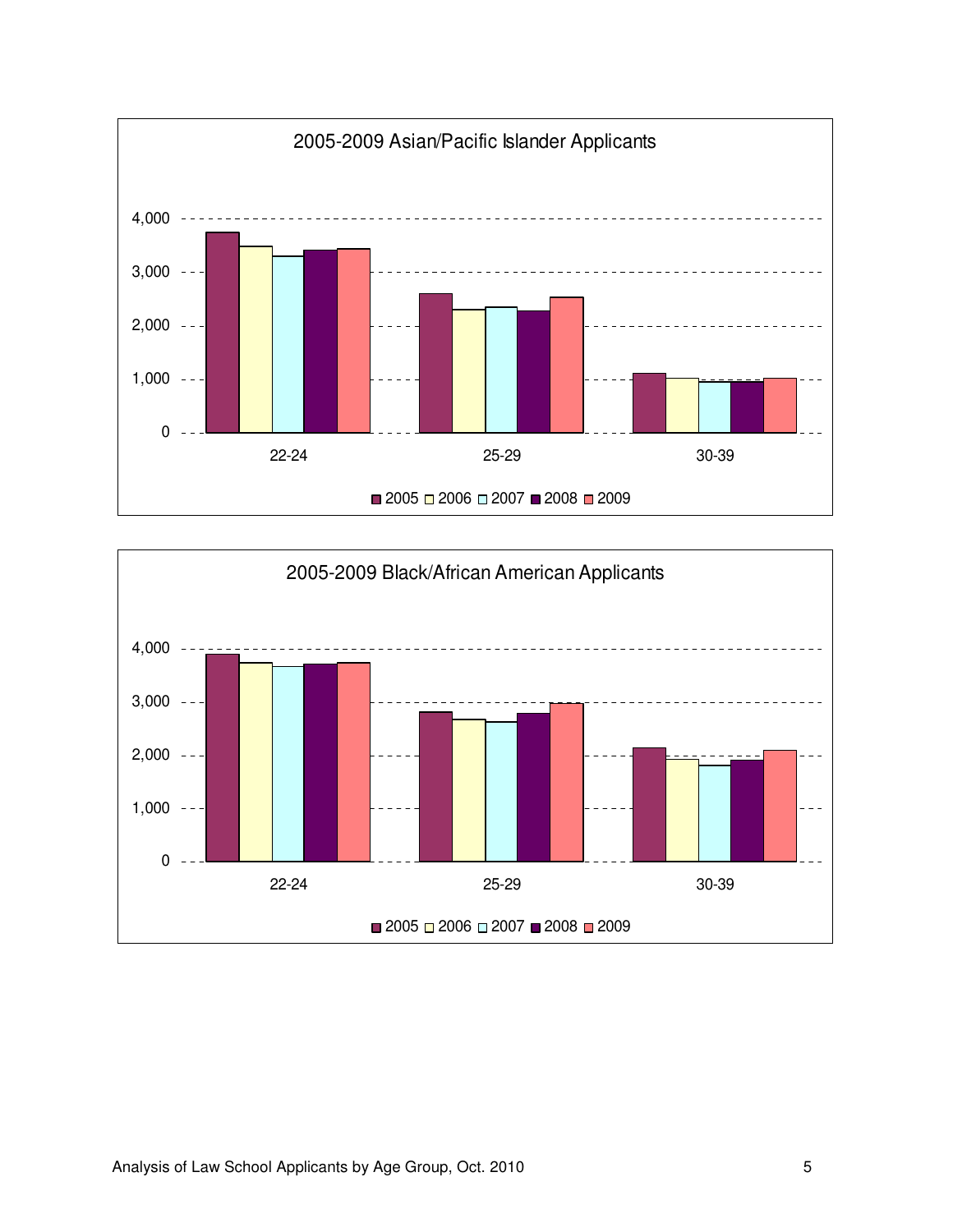2005-2009 Asian/Pacific Islander Applicants

2005-2009 Black/African American Applicants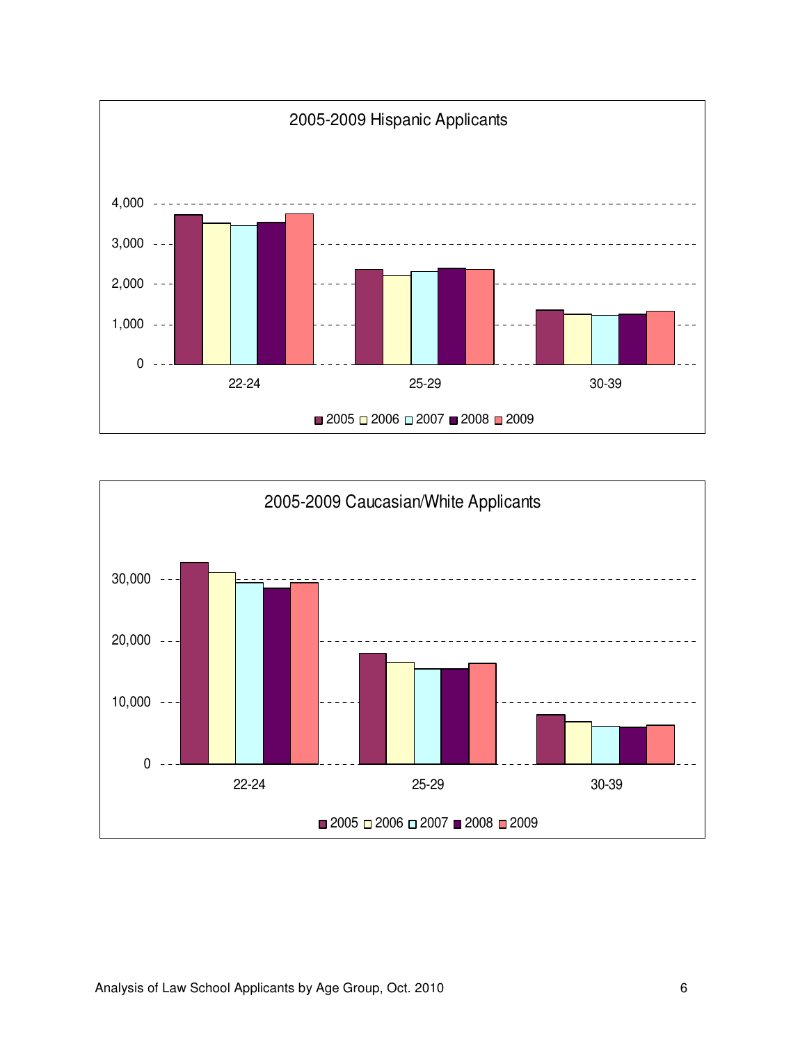2005-2009 Hispanic Applicants

2005-2009 Caucasian/White Applicants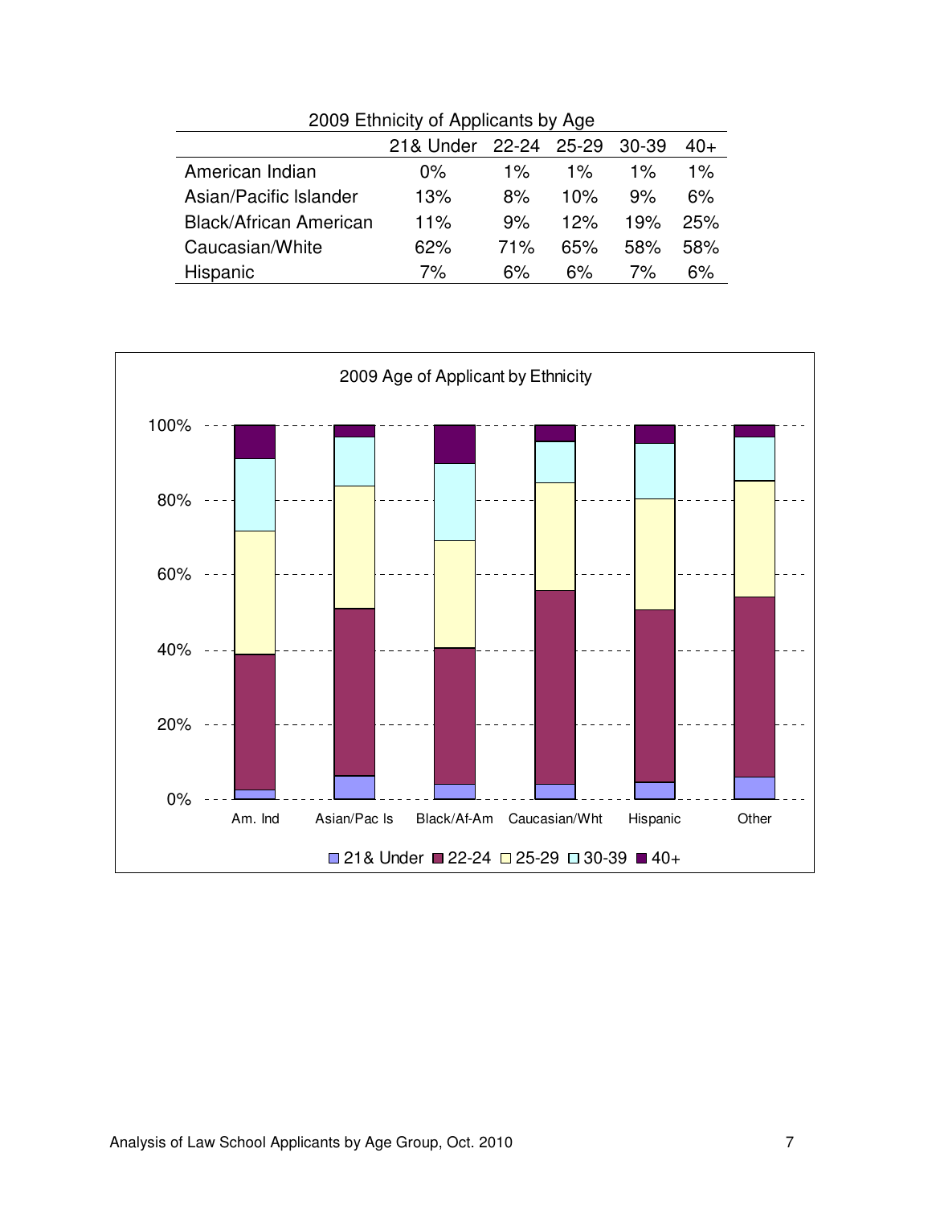2009 Ethnicity of Applicants by Age

| | 21& Under | 22-24 | 25-29 | 30-39 | 40+ |
|---|---|---|---|---|---|
| American Indian | 0% | 1% | 1% | 1% | 1% |
| Asian/Pacific Islander | 13% | 8% | 10% | 9% | 6% |
| Black/African American | 11% | 9% | 12% | 19% | 25% |
| Caucasian/White | 62% | 71% | 65% | 58% | 58% |
| Hispanic | 7% | 6% | 6% | 7% | 6% |

2009 Age of Applicant by Ethnicity

100%
80%
60%
40%
20%
0%

Am. Ind | Asian/Pac Is | Black/Af-Am | Caucasian/Wht | Hispanic | Other

21& Under | 22-24 | 25-29 | 30-39 | 40+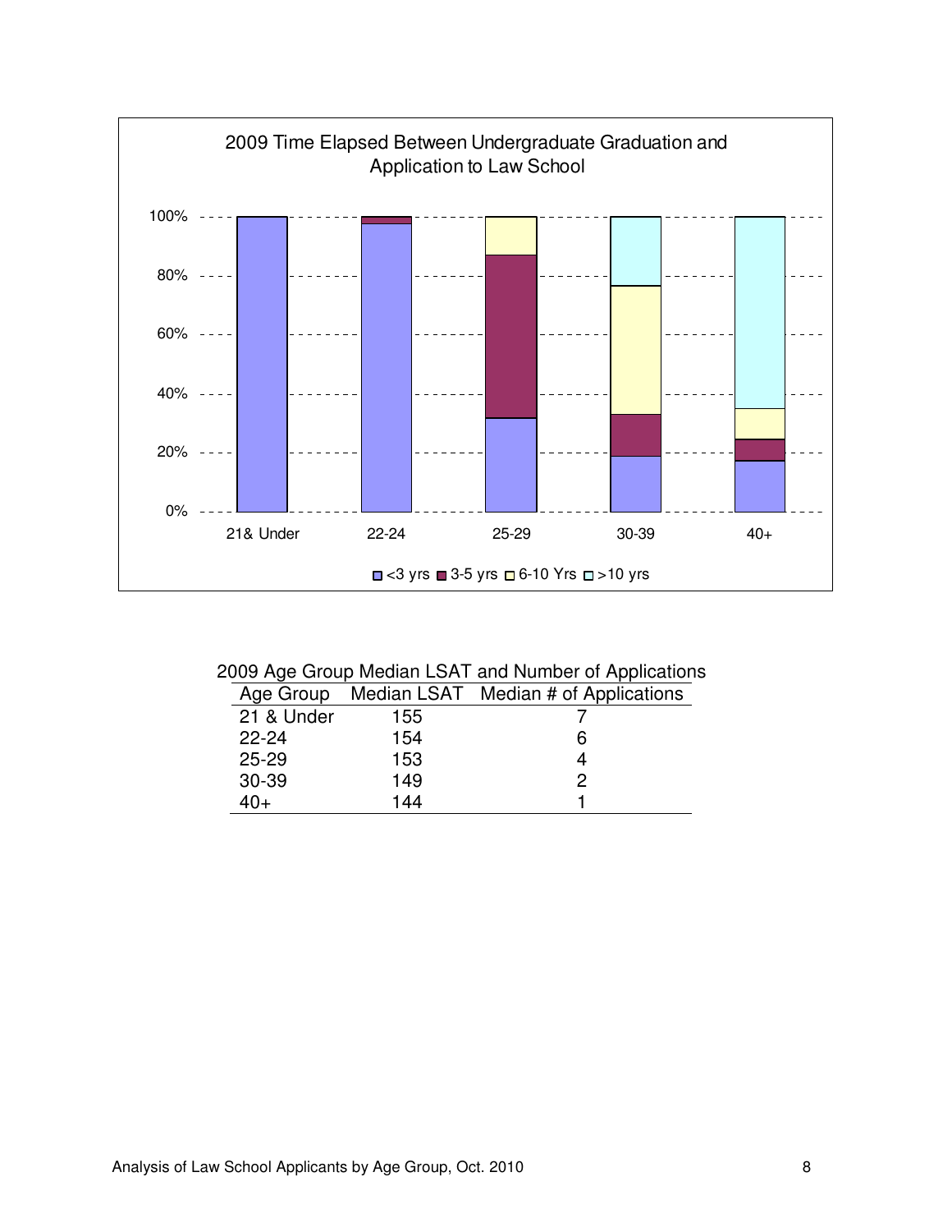2009 Time Elapsed Between Undergraduate Graduation and Application to Law School

2009 Age Group Median LSAT and Number of Applications

| Age Group | Median LSAT | Median # of Applications |
|---|---|---|
| 21 & Under | 155 | 7 |
| 22-24 | 154 | 6 |
| 25-29 | 153 | 4 |
| 30-39 | 149 | 2 |
| 40+ | 144 | 1 |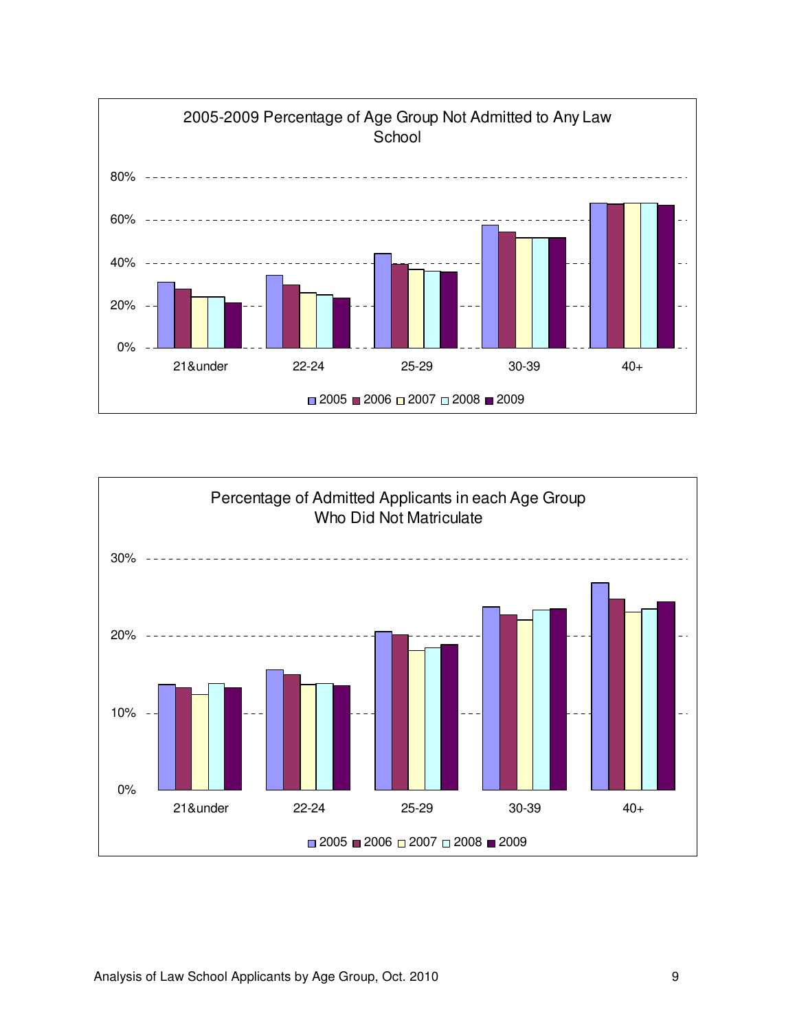2005-2009 Percentage of Age Group Not Admitted to Any Law School

80%
60%
40%
20%
0%

21&under
22-24
25-29
30-39
40+

2005 2006 2007 2008 2009

Percentage of Admitted Applicants in each Age Group Who Did Not Matriculate

30%
20%
10%
0%

21&under
22-24
25-29
30-39
40+

2005 2006 2007 2008 2009